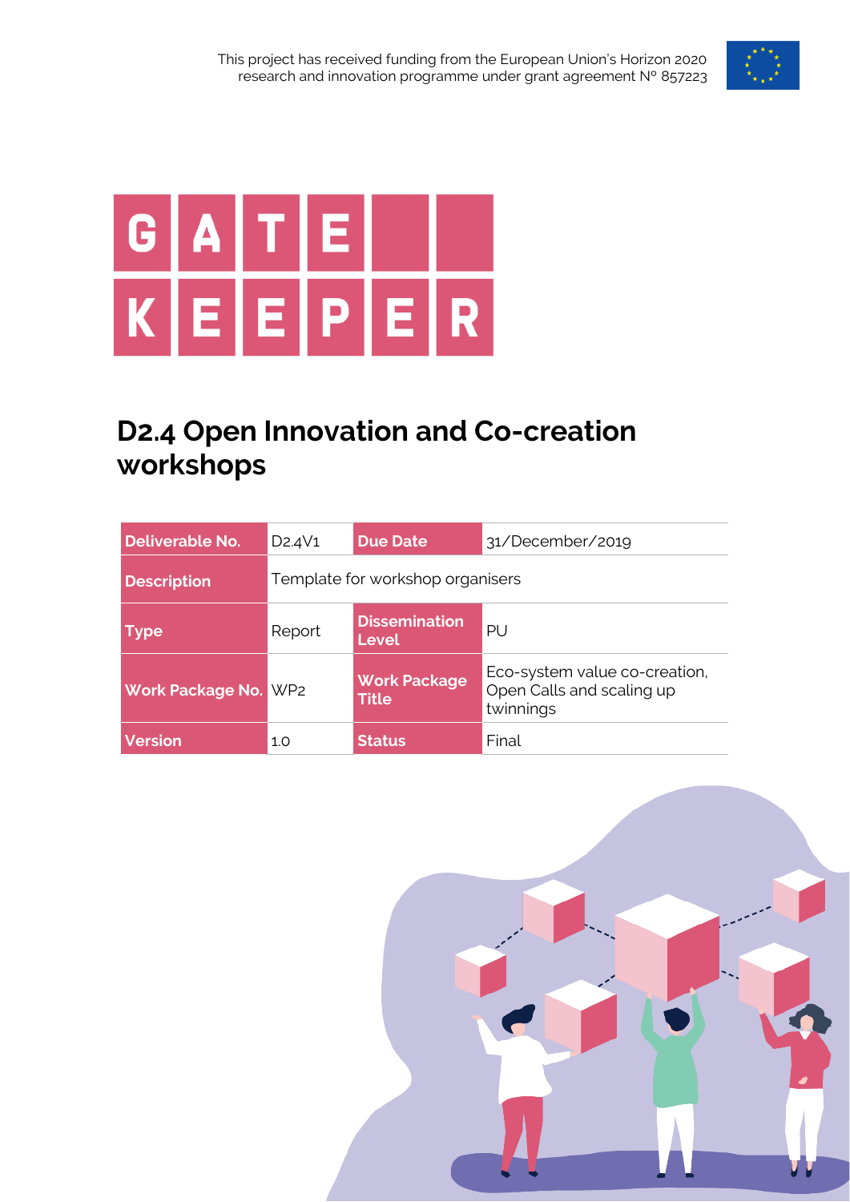This project has received funding from the European Union's Horizon 2020 research and innovation programme under grant agreement N° 857223

GATE KEEPER

# D2.4 Open Innovation and Co-creation workshops

| Deliverable No. | D2.4V1 | Due Date | 31/December/2019 |
|---|---|---|---|
| Description | Template for workshop organisers | | |
| Type | Report | Dissemination Level | PU |
| Work Package No. | WP2 | Work Package Title | Eco-system value co-creation, Open Calls and scaling up twinnings |
| Version | 1.0 | Status | Final |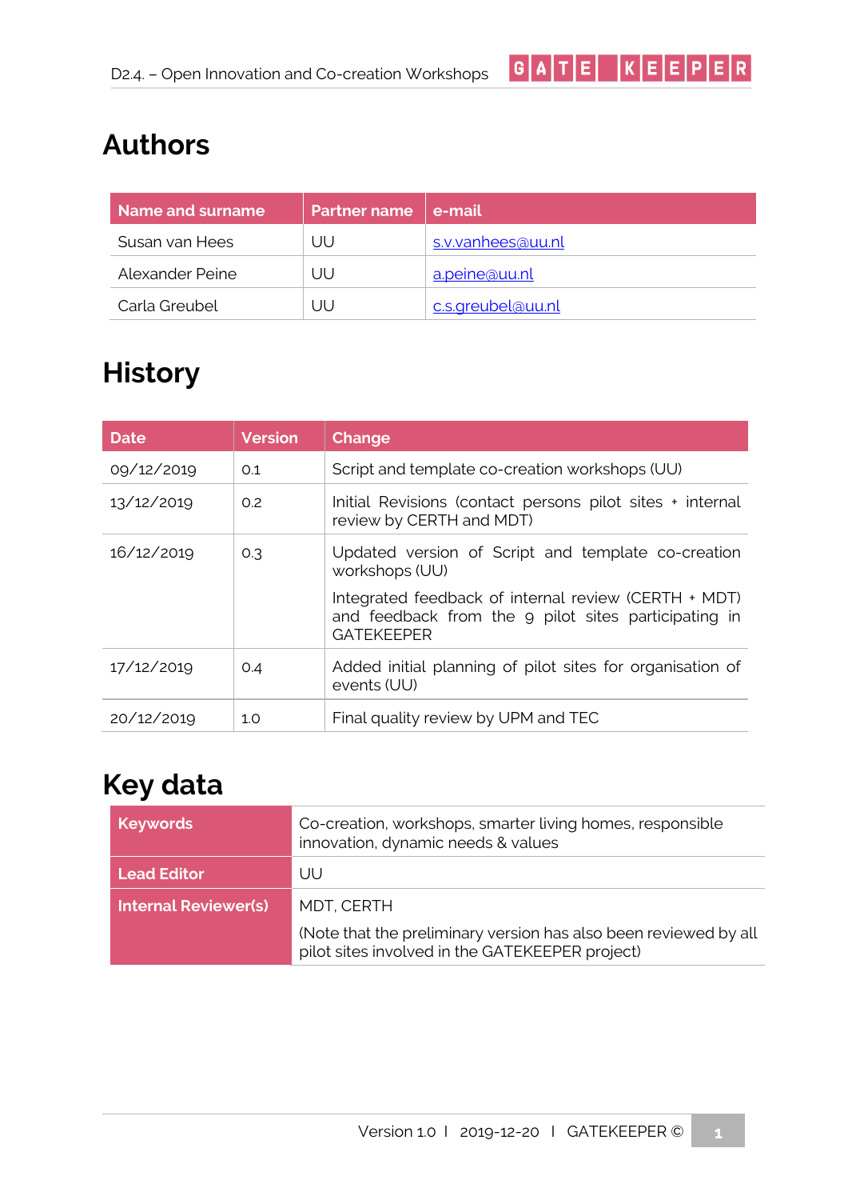# Authors

| Name and surname | Partner name | e-mail |
|---|---|---|
| Susan van Hees | UU | s.v.vanhees@uu.nl |
| Alexander Peine | UU | a.peine@uu.nl |
| Carla Greubel | UU | c.s.greubel@uu.nl |

# History

| Date | Version | Change |
|---|---|---|
| 09/12/2019 | 0.1 | Script and template co-creation workshops (UU) |
| 13/12/2019 | 0.2 | Initial Revisions (contact persons pilot sites + internal review by CERTH and MDT) |
| 16/12/2019 | 0.3 | Updated version of Script and template co-creation workshops (UU)<br>Integrated feedback of internal review (CERTH + MDT) and feedback from the 9 pilot sites participating in GATEKEEPER |
| 17/12/2019 | 0.4 | Added initial planning of pilot sites for organisation of events (UU) |
| 20/12/2019 | 1.0 | Final quality review by UPM and TEC |

# Key data

| | |
|---|---|
| **Keywords** | Co-creation, workshops, smarter living homes, responsible innovation, dynamic needs & values |
| **Lead Editor** | UU |
| **Internal Reviewer(s)** | MDT, CERTH<br>(Note that the preliminary version has also been reviewed by all pilot sites involved in the GATEKEEPER project) |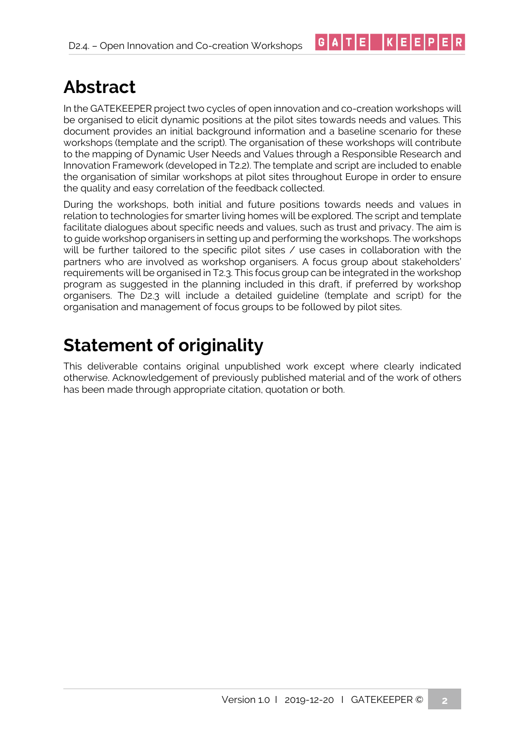# Abstract

In the GATEKEEPER project two cycles of open innovation and co-creation workshops will be organised to elicit dynamic positions at the pilot sites towards needs and values. This document provides an initial background information and a baseline scenario for these workshops (template and the script). The organisation of these workshops will contribute to the mapping of Dynamic User Needs and Values through a Responsible Research and Innovation Framework (developed in T2.2). The template and script are included to enable the organisation of similar workshops at pilot sites throughout Europe in order to ensure the quality and easy correlation of the feedback collected.

During the workshops, both initial and future positions towards needs and values in relation to technologies for smarter living homes will be explored. The script and template facilitate dialogues about specific needs and values, such as trust and privacy. The aim is to guide workshop organisers in setting up and performing the workshops. The workshops will be further tailored to the specific pilot sites / use cases in collaboration with the partners who are involved as workshop organisers. A focus group about stakeholders' requirements will be organised in T2.3. This focus group can be integrated in the workshop program as suggested in the planning included in this draft, if preferred by workshop organisers. The D2.3 will include a detailed guideline (template and script) for the organisation and management of focus groups to be followed by pilot sites.

# Statement of originality

This deliverable contains original unpublished work except where clearly indicated otherwise. Acknowledgement of previously published material and of the work of others has been made through appropriate citation, quotation or both.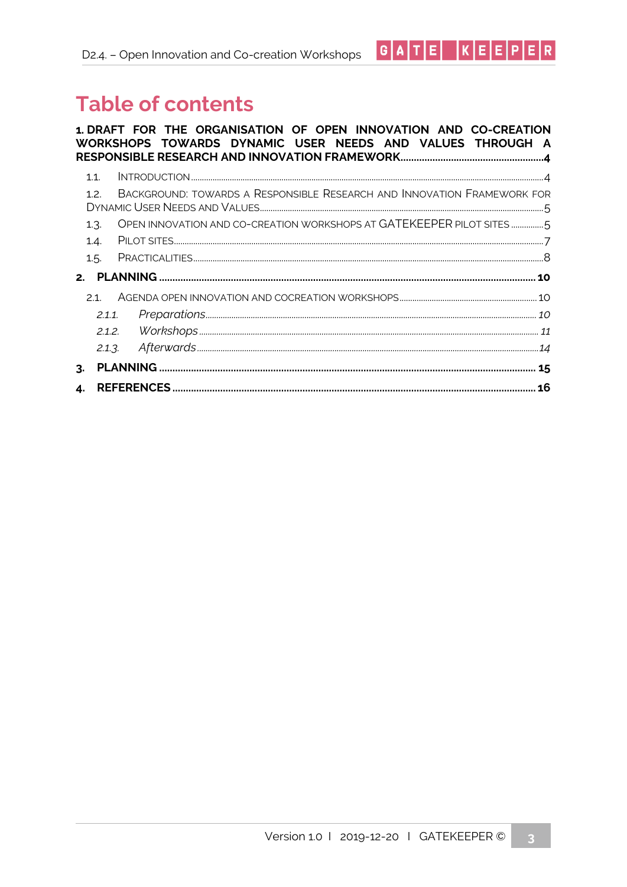# Table of contents

**1. DRAFT FOR THE ORGANISATION OF OPEN INNOVATION AND CO-CREATION WORKSHOPS TOWARDS DYNAMIC USER NEEDS AND VALUES THROUGH A RESPONSIBLE RESEARCH AND INNOVATION FRAMEWORK....................4**

- 1.1. INTRODUCTION....................4
- 1.2. BACKGROUND: TOWARDS A RESPONSIBLE RESEARCH AND INNOVATION FRAMEWORK FOR DYNAMIC USER NEEDS AND VALUES....................5
- 1.3. OPEN INNOVATION AND CO-CREATION WORKSHOPS AT GATEKEEPER PILOT SITES....................5
- 1.4. PILOT SITES....................7
- 1.5. PRACTICALITIES....................8

**2. PLANNING....................10**

- 2.1. AGENDA OPEN INNOVATION AND COCREATION WORKSHOPS....................10
  - *2.1.1. Preparations....................10*
  - *2.1.2. Workshops....................11*
  - *2.1.3. Afterwards....................14*

**3. PLANNING....................15**

**4. REFERENCES....................16**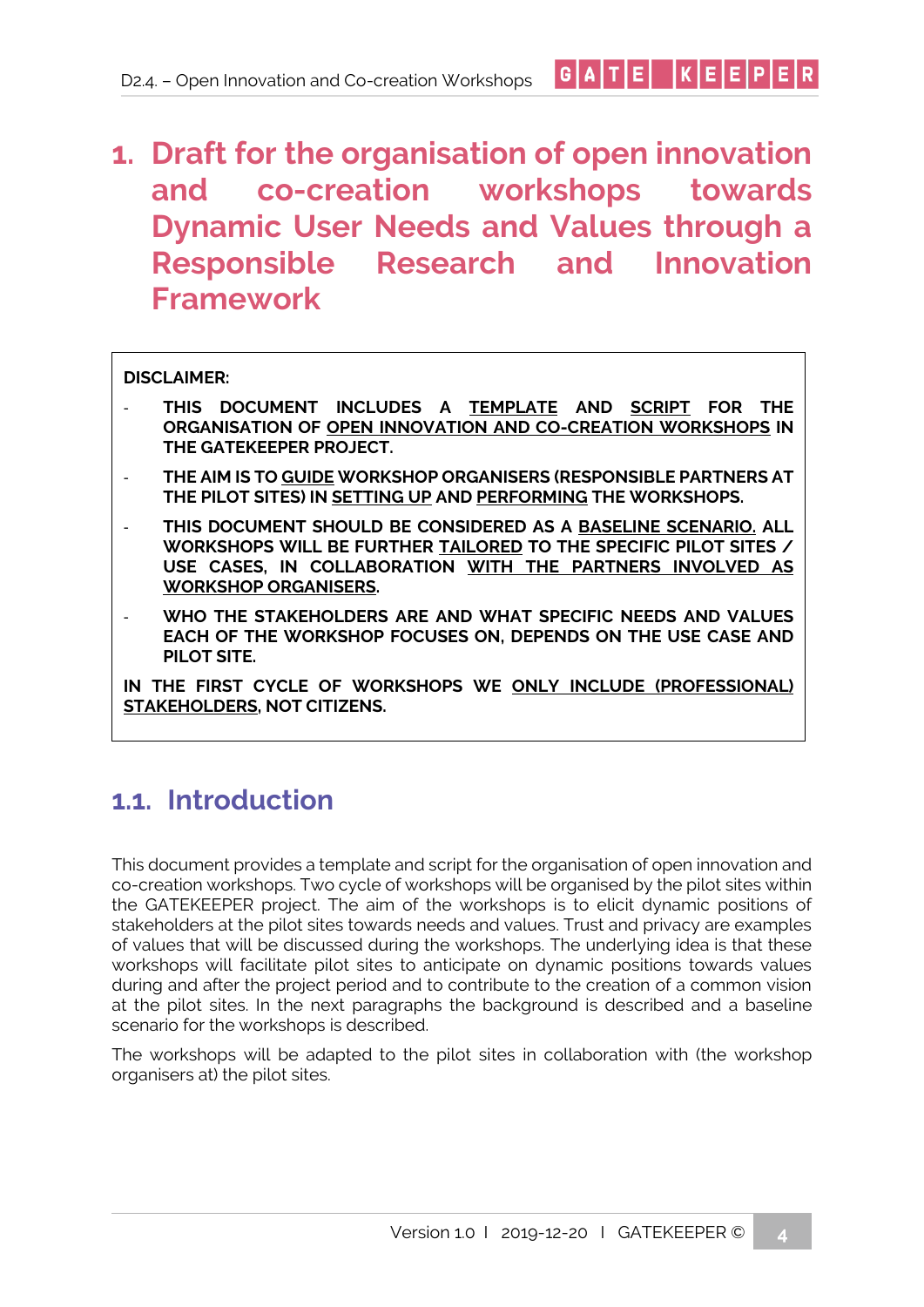# 1. Draft for the organisation of open innovation and co-creation workshops towards Dynamic User Needs and Values through a Responsible Research and Innovation Framework

**DISCLAIMER:**

- **THIS DOCUMENT INCLUDES A TEMPLATE AND SCRIPT FOR THE ORGANISATION OF OPEN INNOVATION AND CO-CREATION WORKSHOPS IN THE GATEKEEPER PROJECT.**
- **THE AIM IS TO GUIDE WORKSHOP ORGANISERS (RESPONSIBLE PARTNERS AT THE PILOT SITES) IN SETTING UP AND PERFORMING THE WORKSHOPS.**
- **THIS DOCUMENT SHOULD BE CONSIDERED AS A BASELINE SCENARIO. ALL WORKSHOPS WILL BE FURTHER TAILORED TO THE SPECIFIC PILOT SITES / USE CASES, IN COLLABORATION WITH THE PARTNERS INVOLVED AS WORKSHOP ORGANISERS.**
- **WHO THE STAKEHOLDERS ARE AND WHAT SPECIFIC NEEDS AND VALUES EACH OF THE WORKSHOP FOCUSES ON, DEPENDS ON THE USE CASE AND PILOT SITE.**

**IN THE FIRST CYCLE OF WORKSHOPS WE ONLY INCLUDE (PROFESSIONAL) STAKEHOLDERS, NOT CITIZENS.**

## 1.1. Introduction

This document provides a template and script for the organisation of open innovation and co-creation workshops. Two cycle of workshops will be organised by the pilot sites within the GATEKEEPER project. The aim of the workshops is to elicit dynamic positions of stakeholders at the pilot sites towards needs and values. Trust and privacy are examples of values that will be discussed during the workshops. The underlying idea is that these workshops will facilitate pilot sites to anticipate on dynamic positions towards values during and after the project period and to contribute to the creation of a common vision at the pilot sites. In the next paragraphs the background is described and a baseline scenario for the workshops is described.

The workshops will be adapted to the pilot sites in collaboration with (the workshop organisers at) the pilot sites.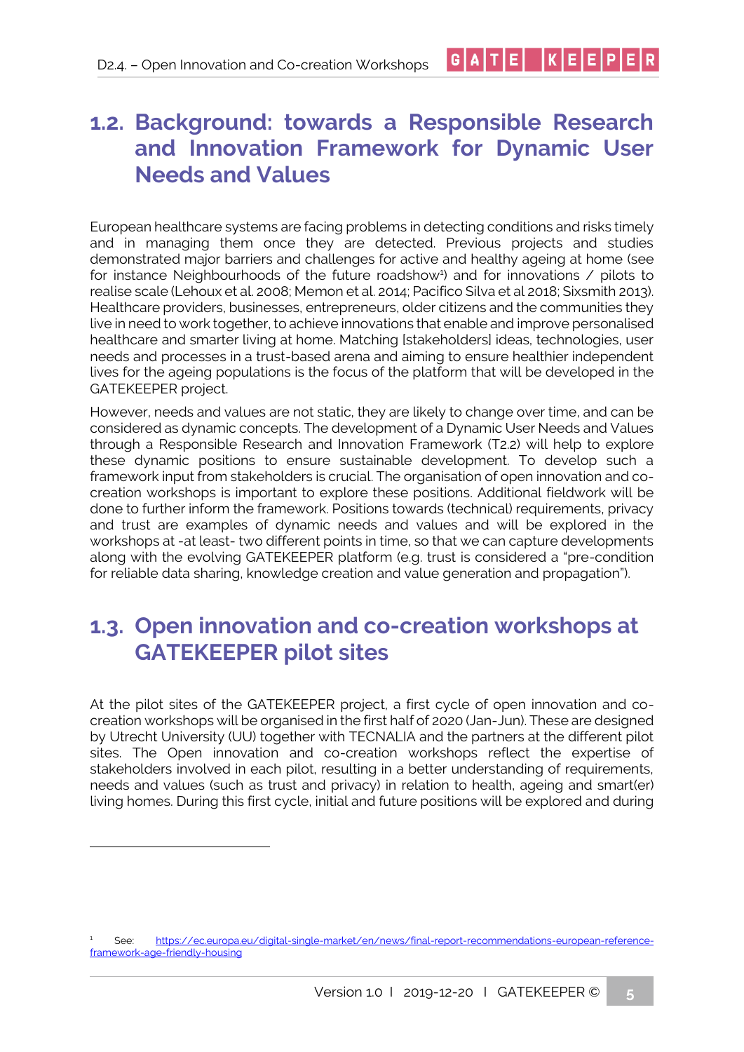## 1.2. Background: towards a Responsible Research and Innovation Framework for Dynamic User Needs and Values

European healthcare systems are facing problems in detecting conditions and risks timely and in managing them once they are detected. Previous projects and studies demonstrated major barriers and challenges for active and healthy ageing at home (see for instance Neighbourhoods of the future roadshow[1]) and for innovations / pilots to realise scale (Lehoux et al. 2008; Memon et al. 2014; Pacifico Silva et al 2018; Sixsmith 2013). Healthcare providers, businesses, entrepreneurs, older citizens and the communities they live in need to work together, to achieve innovations that enable and improve personalised healthcare and smarter living at home. Matching [stakeholders] ideas, technologies, user needs and processes in a trust-based arena and aiming to ensure healthier independent lives for the ageing populations is the focus of the platform that will be developed in the GATEKEEPER project.

However, needs and values are not static, they are likely to change over time, and can be considered as dynamic concepts. The development of a Dynamic User Needs and Values through a Responsible Research and Innovation Framework (T2.2) will help to explore these dynamic positions to ensure sustainable development. To develop such a framework input from stakeholders is crucial. The organisation of open innovation and co-creation workshops is important to explore these positions. Additional fieldwork will be done to further inform the framework. Positions towards (technical) requirements, privacy and trust are examples of dynamic needs and values and will be explored in the workshops at -at least- two different points in time, so that we can capture developments along with the evolving GATEKEEPER platform (e.g. trust is considered a "pre-condition for reliable data sharing, knowledge creation and value generation and propagation").

## 1.3. Open innovation and co-creation workshops at GATEKEEPER pilot sites

At the pilot sites of the GATEKEEPER project, a first cycle of open innovation and co-creation workshops will be organised in the first half of 2020 (Jan-Jun). These are designed by Utrecht University (UU) together with TECNALIA and the partners at the different pilot sites. The Open innovation and co-creation workshops reflect the expertise of stakeholders involved in each pilot, resulting in a better understanding of requirements, needs and values (such as trust and privacy) in relation to health, ageing and smart(er) living homes. During this first cycle, initial and future positions will be explored and during

[1] See: https://ec.europa.eu/digital-single-market/en/news/final-report-recommendations-european-reference-framework-age-friendly-housing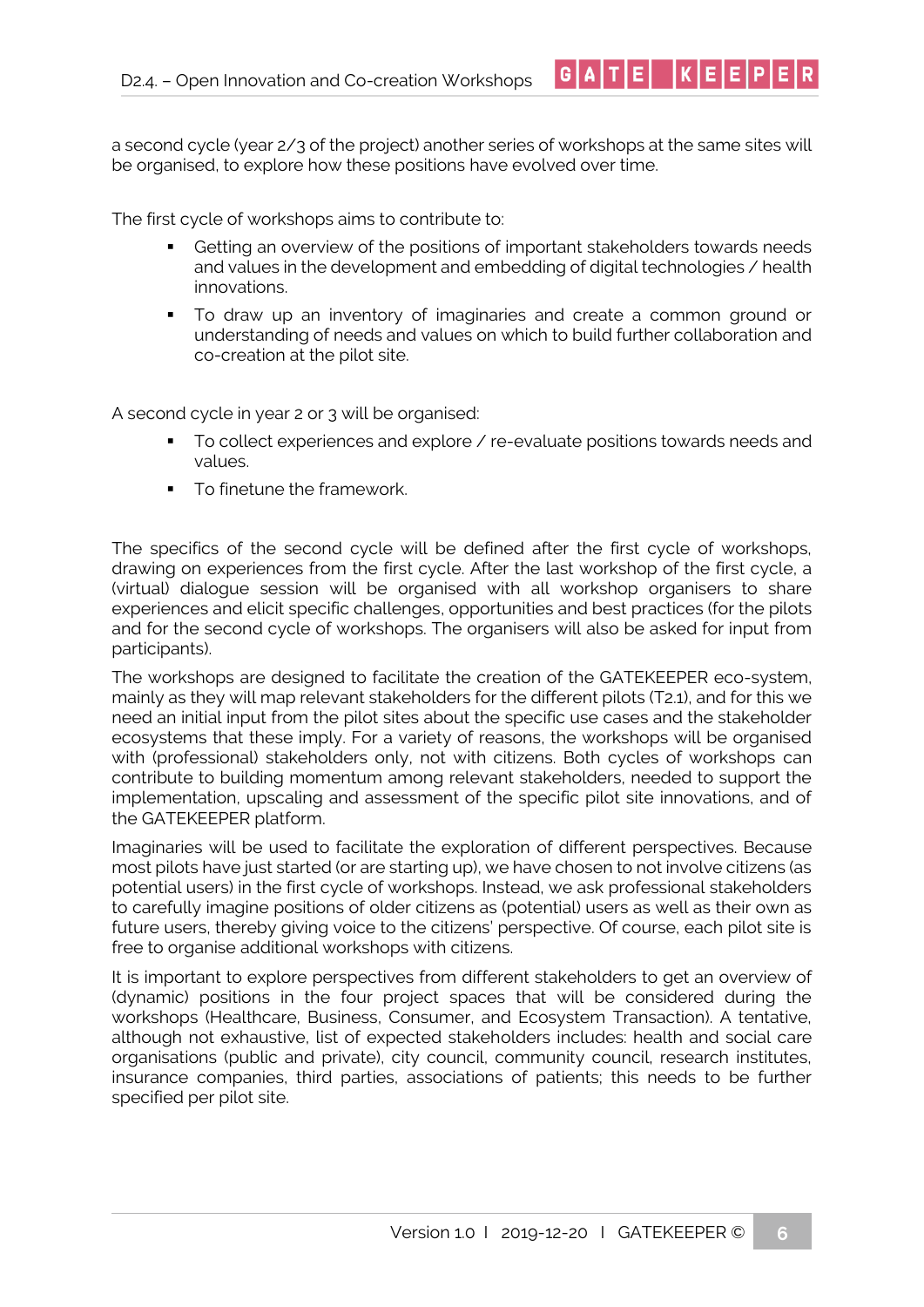a second cycle (year 2/3 of the project) another series of workshops at the same sites will be organised, to explore how these positions have evolved over time.

The first cycle of workshops aims to contribute to:

- Getting an overview of the positions of important stakeholders towards needs and values in the development and embedding of digital technologies / health innovations.
- To draw up an inventory of imaginaries and create a common ground or understanding of needs and values on which to build further collaboration and co-creation at the pilot site.

A second cycle in year 2 or 3 will be organised:

- To collect experiences and explore / re-evaluate positions towards needs and values.
- To finetune the framework.

The specifics of the second cycle will be defined after the first cycle of workshops, drawing on experiences from the first cycle. After the last workshop of the first cycle, a (virtual) dialogue session will be organised with all workshop organisers to share experiences and elicit specific challenges, opportunities and best practices (for the pilots and for the second cycle of workshops. The organisers will also be asked for input from participants).

The workshops are designed to facilitate the creation of the GATEKEEPER eco-system, mainly as they will map relevant stakeholders for the different pilots (T2.1), and for this we need an initial input from the pilot sites about the specific use cases and the stakeholder ecosystems that these imply. For a variety of reasons, the workshops will be organised with (professional) stakeholders only, not with citizens. Both cycles of workshops can contribute to building momentum among relevant stakeholders, needed to support the implementation, upscaling and assessment of the specific pilot site innovations, and of the GATEKEEPER platform.

Imaginaries will be used to facilitate the exploration of different perspectives. Because most pilots have just started (or are starting up), we have chosen to not involve citizens (as potential users) in the first cycle of workshops. Instead, we ask professional stakeholders to carefully imagine positions of older citizens as (potential) users as well as their own as future users, thereby giving voice to the citizens' perspective. Of course, each pilot site is free to organise additional workshops with citizens.

It is important to explore perspectives from different stakeholders to get an overview of (dynamic) positions in the four project spaces that will be considered during the workshops (Healthcare, Business, Consumer, and Ecosystem Transaction). A tentative, although not exhaustive, list of expected stakeholders includes: health and social care organisations (public and private), city council, community council, research institutes, insurance companies, third parties, associations of patients; this needs to be further specified per pilot site.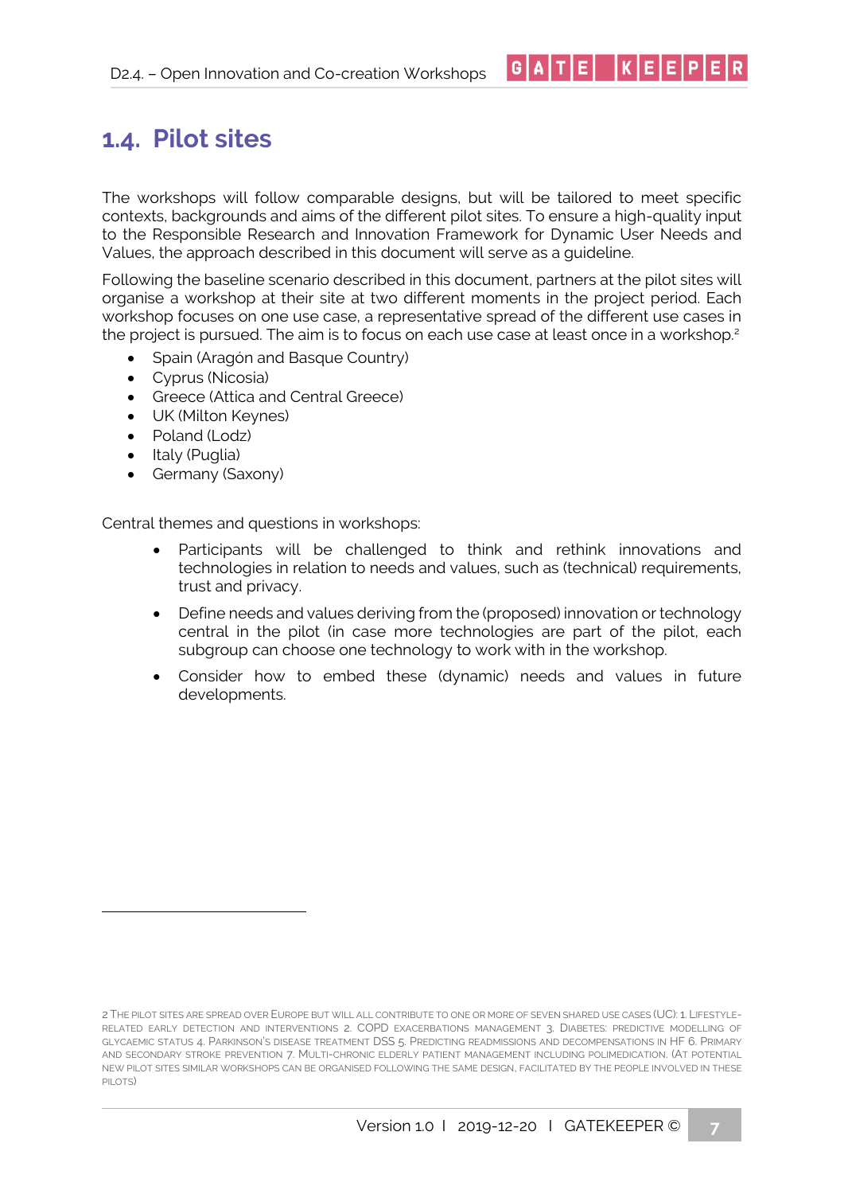## 1.4. Pilot sites

The workshops will follow comparable designs, but will be tailored to meet specific contexts, backgrounds and aims of the different pilot sites. To ensure a high-quality input to the Responsible Research and Innovation Framework for Dynamic User Needs and Values, the approach described in this document will serve as a guideline.

Following the baseline scenario described in this document, partners at the pilot sites will organise a workshop at their site at two different moments in the project period. Each workshop focuses on one use case, a representative spread of the different use cases in the project is pursued. The aim is to focus on each use case at least once in a workshop.[2]

- Spain (Aragón and Basque Country)
- Cyprus (Nicosia)
- Greece (Attica and Central Greece)
- UK (Milton Keynes)
- Poland (Lodz)
- Italy (Puglia)
- Germany (Saxony)

Central themes and questions in workshops:

- Participants will be challenged to think and rethink innovations and technologies in relation to needs and values, such as (technical) requirements, trust and privacy.
- Define needs and values deriving from the (proposed) innovation or technology central in the pilot (in case more technologies are part of the pilot, each subgroup can choose one technology to work with in the workshop.
- Consider how to embed these (dynamic) needs and values in future developments.

---

[2] The pilot sites are spread over Europe but will all contribute to one or more of seven shared use cases (UC): 1. Lifestyle-related early detection and interventions 2. COPD exacerbations management 3. Diabetes: predictive modelling of glycaemic status 4. Parkinson's disease treatment DSS 5. Predicting readmissions and decompensations in HF 6. Primary and secondary stroke prevention 7. Multi-chronic elderly patient management including polimedication. (At potential new pilot sites similar workshops can be organised following the same design, facilitated by the people involved in these pilots)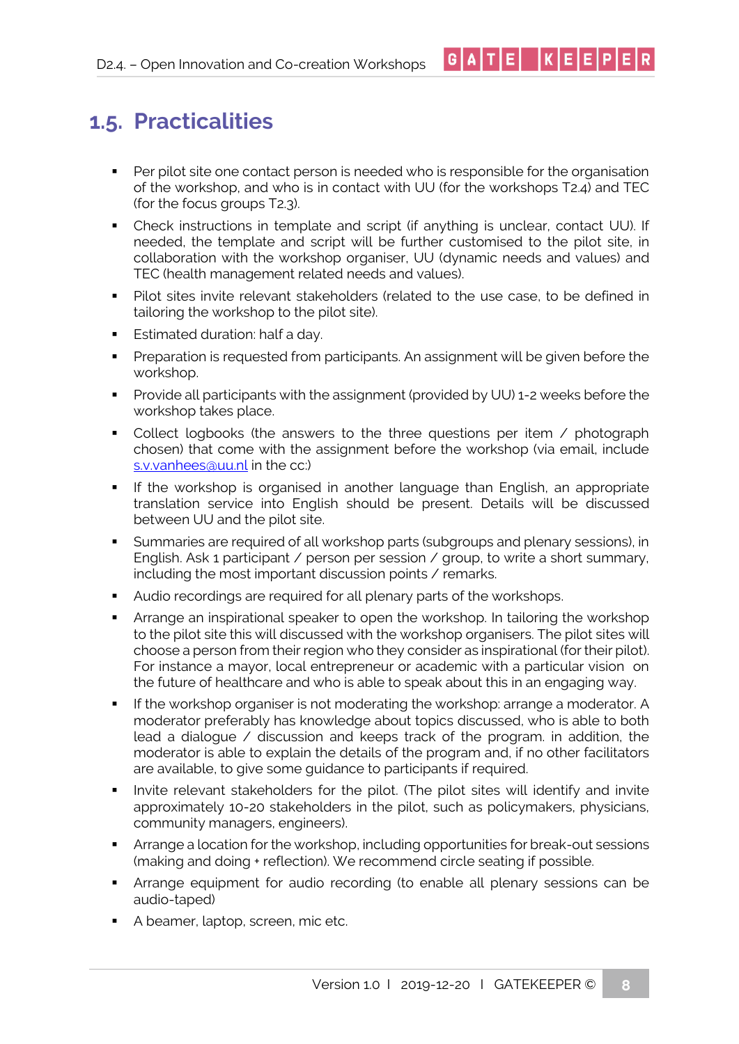## 1.5. Practicalities

- Per pilot site one contact person is needed who is responsible for the organisation of the workshop, and who is in contact with UU (for the workshops T2.4) and TEC (for the focus groups T2.3).
- Check instructions in template and script (if anything is unclear, contact UU). If needed, the template and script will be further customised to the pilot site, in collaboration with the workshop organiser, UU (dynamic needs and values) and TEC (health management related needs and values).
- Pilot sites invite relevant stakeholders (related to the use case, to be defined in tailoring the workshop to the pilot site).
- Estimated duration: half a day.
- Preparation is requested from participants. An assignment will be given before the workshop.
- Provide all participants with the assignment (provided by UU) 1-2 weeks before the workshop takes place.
- Collect logbooks (the answers to the three questions per item / photograph chosen) that come with the assignment before the workshop (via email, include s.v.vanhees@uu.nl in the cc:)
- If the workshop is organised in another language than English, an appropriate translation service into English should be present. Details will be discussed between UU and the pilot site.
- Summaries are required of all workshop parts (subgroups and plenary sessions), in English. Ask 1 participant / person per session / group, to write a short summary, including the most important discussion points / remarks.
- Audio recordings are required for all plenary parts of the workshops.
- Arrange an inspirational speaker to open the workshop. In tailoring the workshop to the pilot site this will discussed with the workshop organisers. The pilot sites will choose a person from their region who they consider as inspirational (for their pilot). For instance a mayor, local entrepreneur or academic with a particular vision on the future of healthcare and who is able to speak about this in an engaging way.
- If the workshop organiser is not moderating the workshop: arrange a moderator. A moderator preferably has knowledge about topics discussed, who is able to both lead a dialogue / discussion and keeps track of the program. in addition, the moderator is able to explain the details of the program and, if no other facilitators are available, to give some guidance to participants if required.
- Invite relevant stakeholders for the pilot. (The pilot sites will identify and invite approximately 10-20 stakeholders in the pilot, such as policymakers, physicians, community managers, engineers).
- Arrange a location for the workshop, including opportunities for break-out sessions (making and doing + reflection). We recommend circle seating if possible.
- Arrange equipment for audio recording (to enable all plenary sessions can be audio-taped)
- A beamer, laptop, screen, mic etc.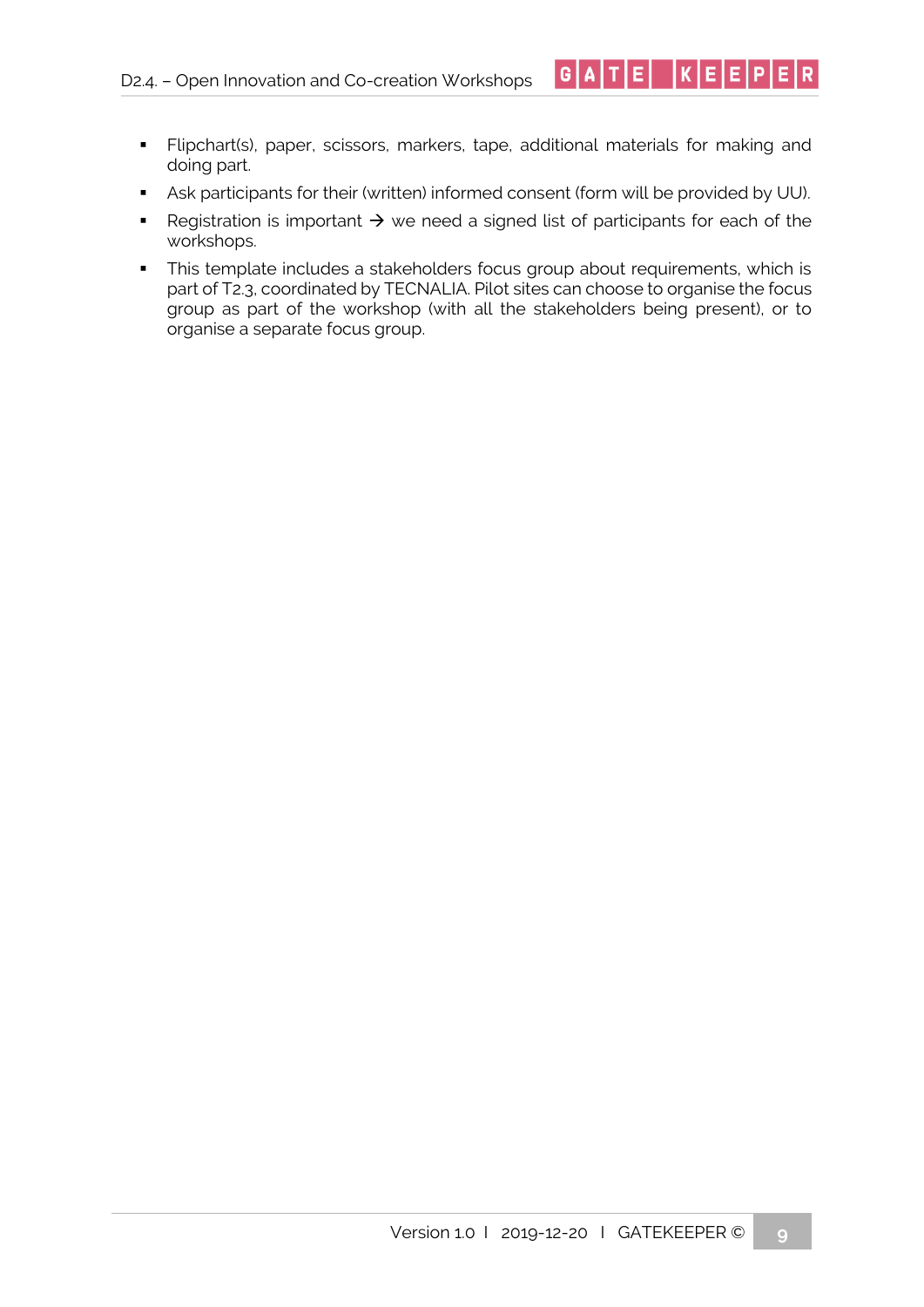- Flipchart(s), paper, scissors, markers, tape, additional materials for making and doing part.
- Ask participants for their (written) informed consent (form will be provided by UU).
- Registration is important → we need a signed list of participants for each of the workshops.
- This template includes a stakeholders focus group about requirements, which is part of T2.3, coordinated by TECNALIA. Pilot sites can choose to organise the focus group as part of the workshop (with all the stakeholders being present), or to organise a separate focus group.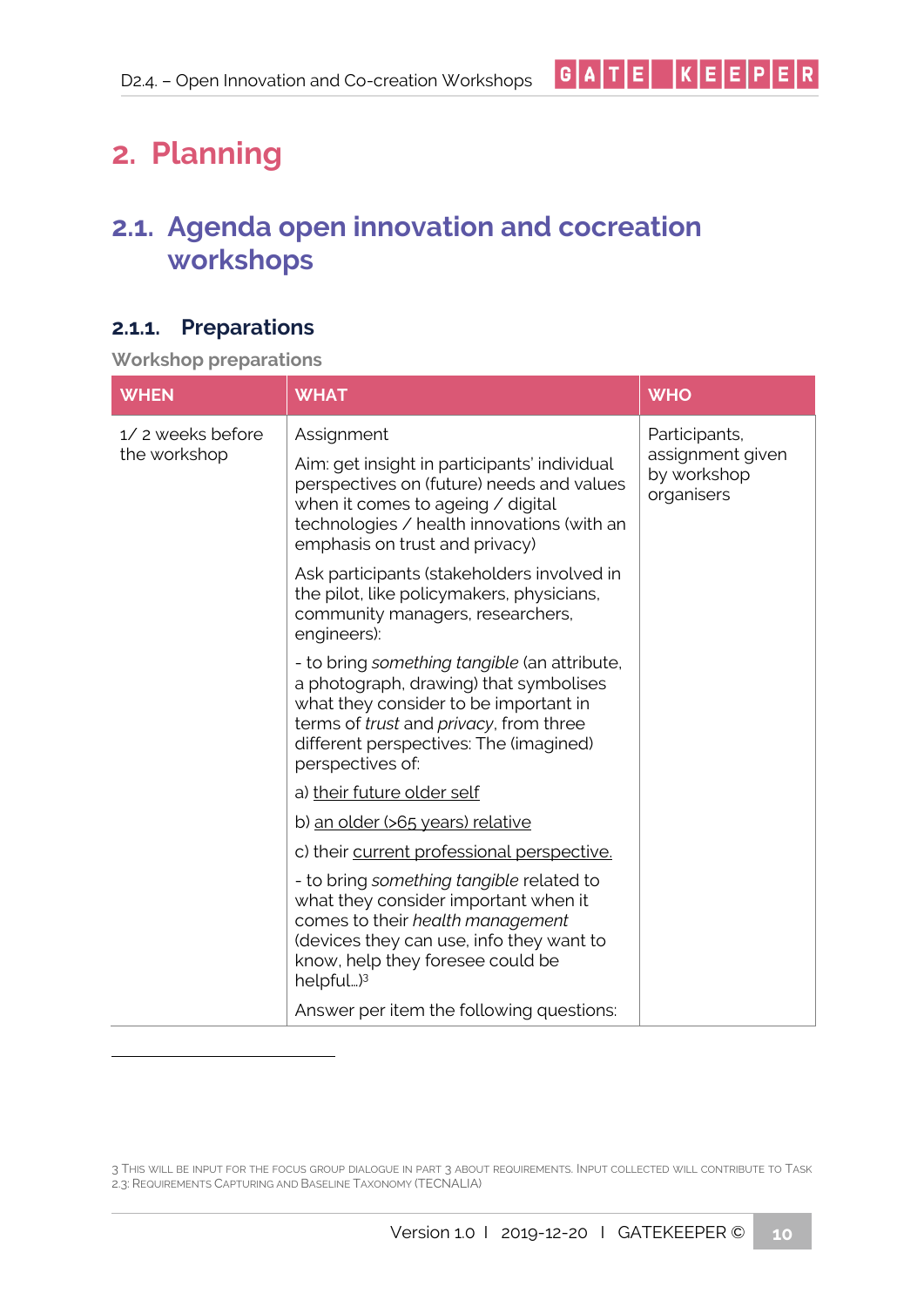# 2. Planning

## 2.1. Agenda open innovation and cocreation workshops

### 2.1.1. Preparations

Workshop preparations

| WHEN | WHAT | WHO |
| --- | --- | --- |
| 1/ 2 weeks before the workshop | Assignment<br><br>Aim: get insight in participants' individual perspectives on (future) needs and values when it comes to ageing / digital technologies / health innovations (with an emphasis on trust and privacy)<br><br>Ask participants (stakeholders involved in the pilot, like policymakers, physicians, community managers, researchers, engineers):<br><br>- to bring *something tangible* (an attribute, a photograph, drawing) that symbolises what they consider to be important in terms of *trust* and *privacy*, from three different perspectives: The (imagined) perspectives of:<br><br>a) <u>their future older self</u><br><br>b) <u>an older (>65 years) relative</u><br><br>c) their <u>current professional perspective.</u><br><br>- to bring *something tangible* related to what they consider important when it comes to their *health management* (devices they can use, info they want to know, help they foresee could be helpful…)[3]<br><br>Answer per item the following questions: | Participants, assignment given by workshop organisers |

3 This will be input for the focus group dialogue in part 3 about requirements. Input collected will contribute to Task 2.3: Requirements Capturing and Baseline Taxonomy (TECNALIA)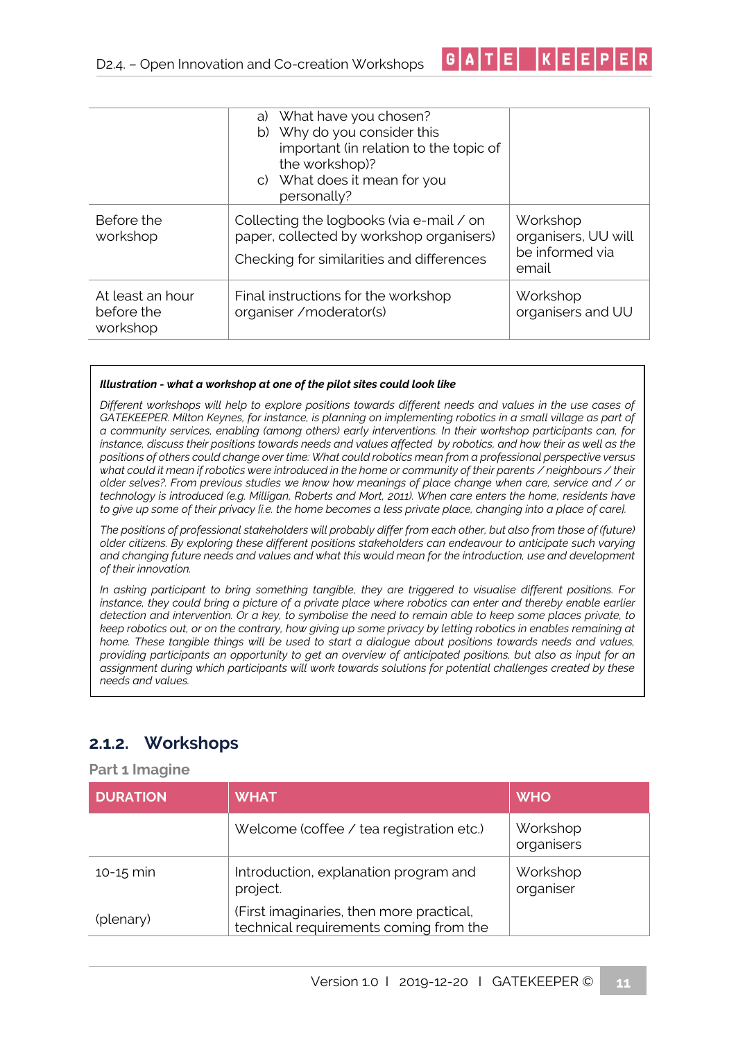| | a) What have you chosen?<br>b) Why do you consider this important (in relation to the topic of the workshop)?<br>c) What does it mean for you personally? | |
|---|---|---|
| Before the workshop | Collecting the logbooks (via e-mail / on paper, collected by workshop organisers)<br>Checking for similarities and differences | Workshop organisers, UU will be informed via email |
| At least an hour before the workshop | Final instructions for the workshop organiser /moderator(s) | Workshop organisers and UU |

> ***Illustration - what a workshop at one of the pilot sites could look like***
>
> *Different workshops will help to explore positions towards different needs and values in the use cases of GATEKEEPER. Milton Keynes, for instance, is planning on implementing robotics in a small village as part of a community services, enabling (among others) early interventions. In their workshop participants can, for instance, discuss their positions towards needs and values affected by robotics, and how their as well as the positions of others could change over time: What could robotics mean from a professional perspective versus what could it mean if robotics were introduced in the home or community of their parents / neighbours / their older selves?. From previous studies we know how meanings of place change when care, service and / or technology is introduced (e.g. Milligan, Roberts and Mort, 2011). When care enters the home, residents have to give up some of their privacy [i.e. the home becomes a less private place, changing into a place of care].*
>
> *The positions of professional stakeholders will probably differ from each other, but also from those of (future) older citizens. By exploring these different positions stakeholders can endeavour to anticipate such varying and changing future needs and values and what this would mean for the introduction, use and development of their innovation.*
>
> *In asking participant to bring something tangible, they are triggered to visualise different positions. For instance, they could bring a picture of a private place where robotics can enter and thereby enable earlier detection and intervention. Or a key, to symbolise the need to remain able to keep some places private, to keep robotics out, or on the contrary, how giving up some privacy by letting robotics in enables remaining at home. These tangible things will be used to start a dialogue about positions towards needs and values, providing participants an opportunity to get an overview of anticipated positions, but also as input for an assignment during which participants will work towards solutions for potential challenges created by these needs and values.*

### 2.1.2. Workshops

**Part 1 Imagine**

| DURATION | WHAT | WHO |
|---|---|---|
| | Welcome (coffee / tea registration etc.) | Workshop organisers |
| 10-15 min<br><br>(plenary) | Introduction, explanation program and project.<br><br>(First imaginaries, then more practical, technical requirements coming from the | Workshop organiser |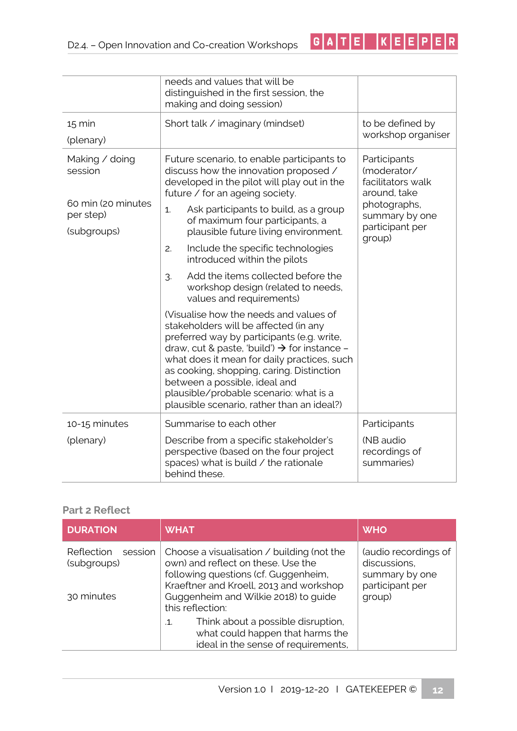| | | |
|---|---|---|
| | needs and values that will be distinguished in the first session, the making and doing session) | |
| 15 min<br><br>(plenary) | Short talk / imaginary (mindset) | to be defined by workshop organiser |
| Making / doing session<br><br>60 min (20 minutes per step)<br><br>(subgroups) | Future scenario, to enable participants to discuss how the innovation proposed / developed in the pilot will play out in the future / for an ageing society.<br><br>1. Ask participants to build, as a group of maximum four participants, a plausible future living environment.<br>2. Include the specific technologies introduced within the pilots<br>3. Add the items collected before the workshop design (related to needs, values and requirements)<br><br>(Visualise how the needs and values of stakeholders will be affected (in any preferred way by participants (e.g. write, draw, cut & paste, 'build') → for instance – what does it mean for daily practices, such as cooking, shopping, caring. Distinction between a possible, ideal and plausible/probable scenario: what is a plausible scenario, rather than an ideal?) | Participants (moderator/ facilitators walk around, take photographs, summary by one participant per group) |
| 10-15 minutes<br><br>(plenary) | Summarise to each other<br><br>Describe from a specific stakeholder's perspective (based on the four project spaces) what is build / the rationale behind these. | Participants<br><br>(NB audio recordings of summaries) |

### Part 2 Reflect

| DURATION | WHAT | WHO |
|---|---|---|
| Reflection session (subgroups)<br><br>30 minutes | Choose a visualisation / building (not the own) and reflect on these. Use the following questions (cf. Guggenheim, Kraeftner and Kroell, 2013 and workshop Guggenheim and Wilkie 2018) to guide this reflection:<br><br>.1. Think about a possible disruption, what could happen that harms the ideal in the sense of requirements, | (audio recordings of discussions, summary by one participant per group) |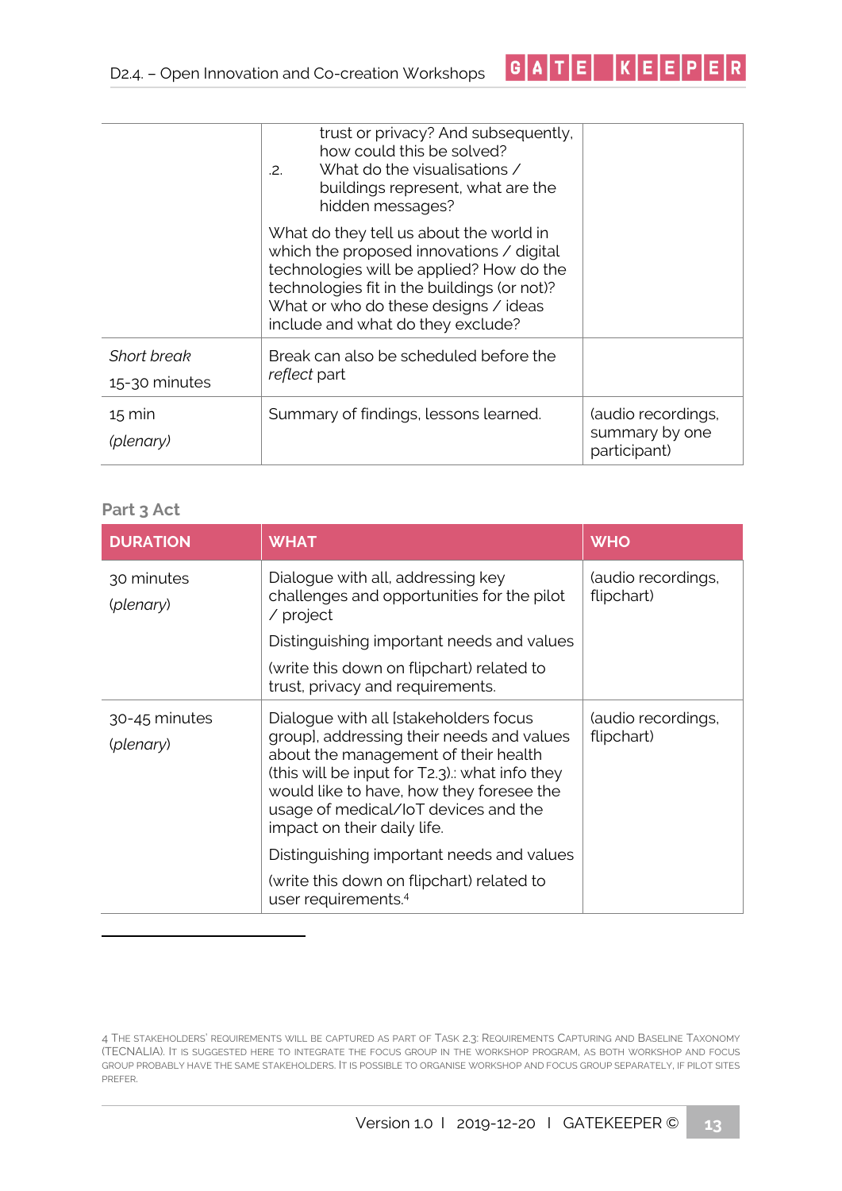| | | |
|---|---|---|
| | trust or privacy? And subsequently, how could this be solved?<br>.2. What do the visualisations / buildings represent, what are the hidden messages?<br><br>What do they tell us about the world in which the proposed innovations / digital technologies will be applied? How do the technologies fit in the buildings (or not)? What or who do these designs / ideas include and what do they exclude? | |
| *Short break*<br>15-30 minutes | Break can also be scheduled before the *reflect* part | |
| 15 min<br>*(plenary)* | Summary of findings, lessons learned. | (audio recordings, summary by one participant) |

### Part 3 Act

| DURATION | WHAT | WHO |
|---|---|---|
| 30 minutes<br>(*plenary*) | Dialogue with all, addressing key challenges and opportunities for the pilot / project<br><br>Distinguishing important needs and values<br><br>(write this down on flipchart) related to trust, privacy and requirements. | (audio recordings, flipchart) |
| 30-45 minutes<br>(*plenary*) | Dialogue with all [stakeholders focus group], addressing their needs and values about the management of their health (this will be input for T2.3).: what info they would like to have, how they foresee the usage of medical/IoT devices and the impact on their daily life.<br><br>Distinguishing important needs and values<br><br>(write this down on flipchart) related to user requirements.[4] | (audio recordings, flipchart) |

---

[4] The stakeholders' requirements will be captured as part of Task 2.3: Requirements Capturing and Baseline Taxonomy (TECNALIA). It is suggested here to integrate the focus group in the workshop program, as both workshop and focus group probably have the same stakeholders. It is possible to organise workshop and focus group separately, if pilot sites prefer.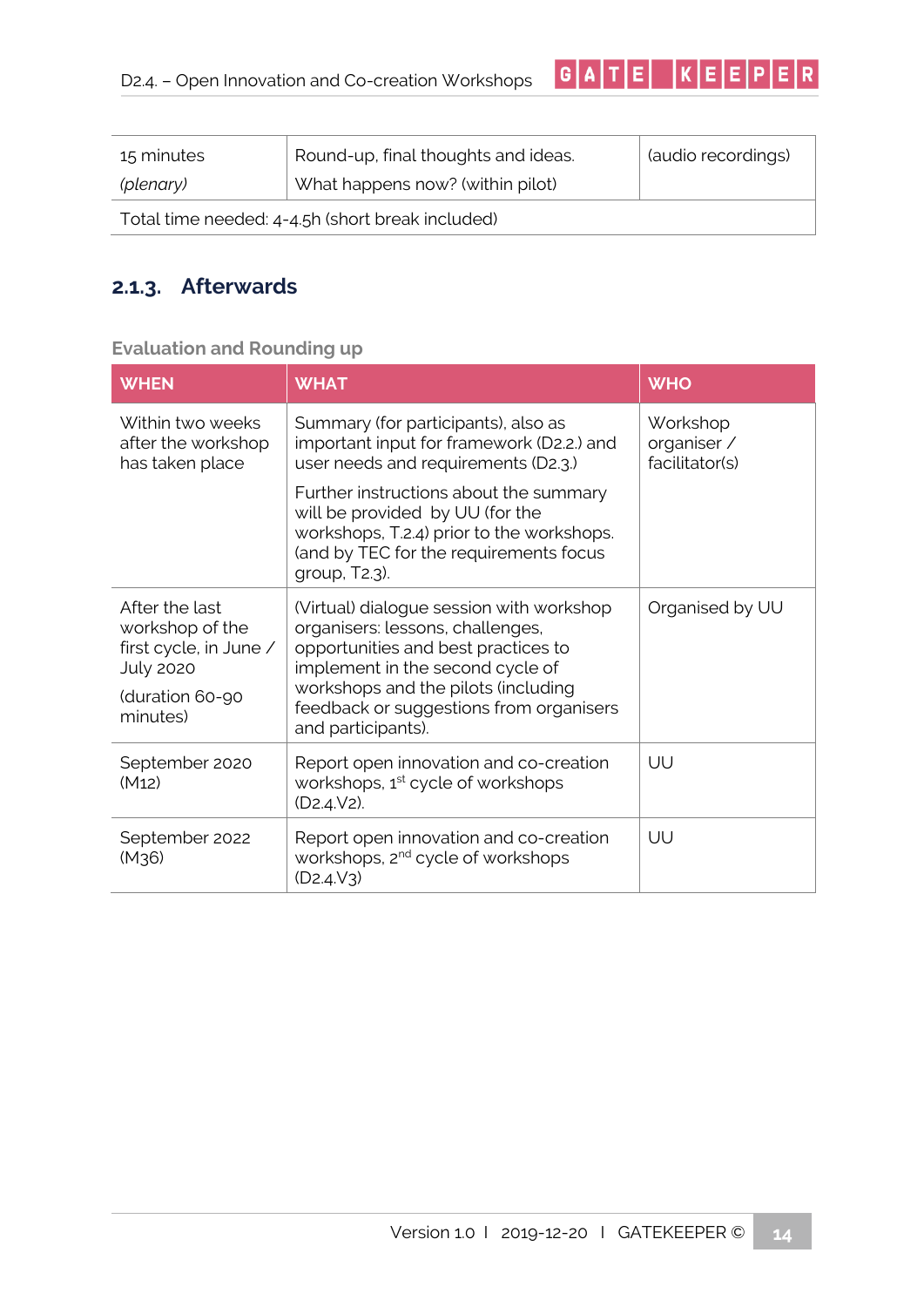| 15 minutes *(plenary)* | Round-up, final thoughts and ideas. What happens now? (within pilot) | (audio recordings) |
|---|---|---|
| Total time needed: 4-4.5h (short break included) | | |

### 2.1.3. Afterwards

**Evaluation and Rounding up**

| WHEN | WHAT | WHO |
|---|---|---|
| Within two weeks after the workshop has taken place | Summary (for participants), also as important input for framework (D2.2.) and user needs and requirements (D2.3.)<br><br>Further instructions about the summary will be provided by UU (for the workshops, T.2.4) prior to the workshops. (and by TEC for the requirements focus group, T2.3). | Workshop organiser / facilitator(s) |
| After the last workshop of the first cycle, in June / July 2020<br><br>(duration 60-90 minutes) | (Virtual) dialogue session with workshop organisers: lessons, challenges, opportunities and best practices to implement in the second cycle of workshops and the pilots (including feedback or suggestions from organisers and participants). | Organised by UU |
| September 2020 (M12) | Report open innovation and co-creation workshops, 1st cycle of workshops (D2.4.V2). | UU |
| September 2022 (M36) | Report open innovation and co-creation workshops, 2nd cycle of workshops (D2.4.V3) | UU |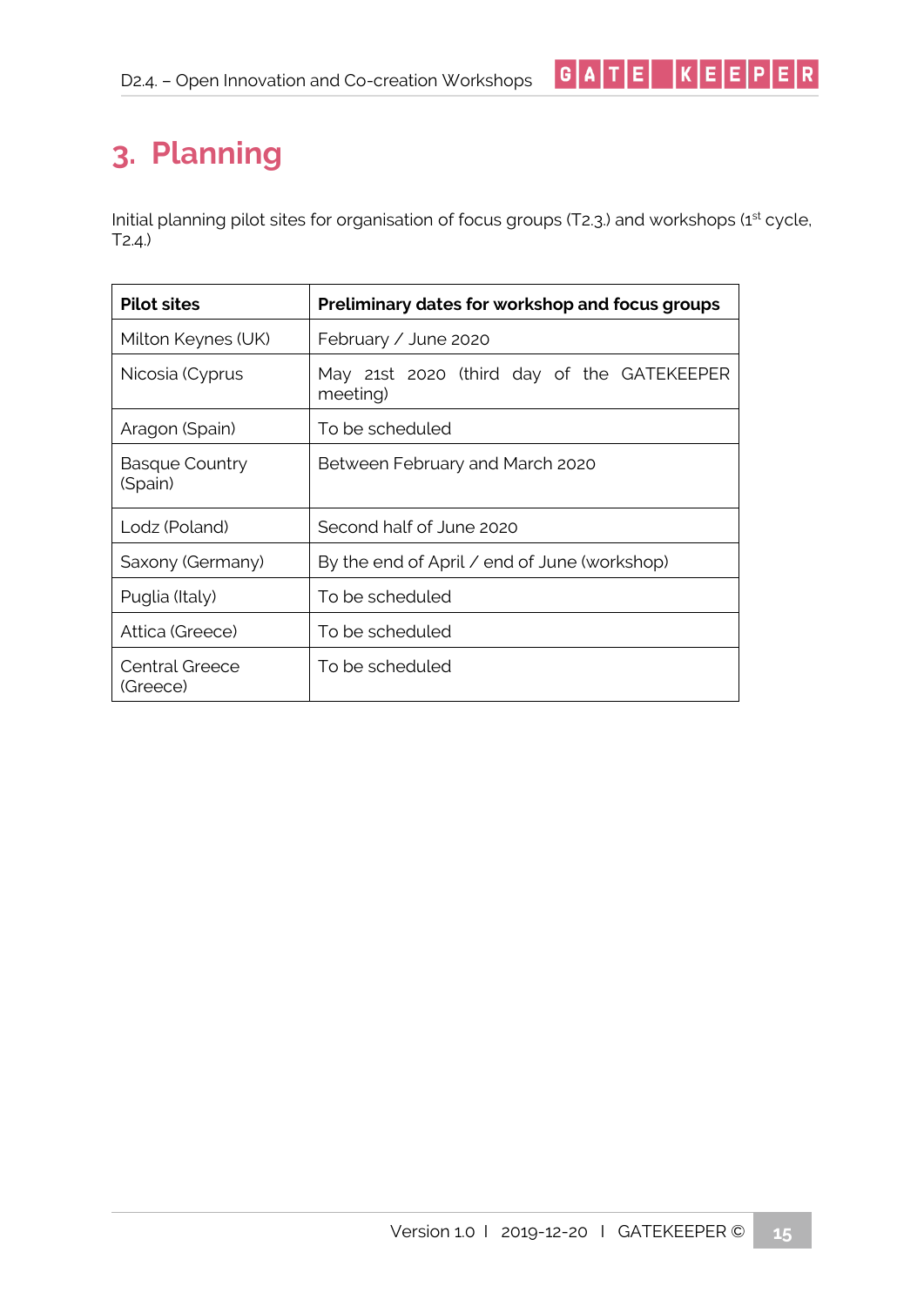# 3. Planning

Initial planning pilot sites for organisation of focus groups (T2.3.) and workshops (1st cycle, T2.4.)

| Pilot sites | Preliminary dates for workshop and focus groups |
| --- | --- |
| Milton Keynes (UK) | February / June 2020 |
| Nicosia (Cyprus | May 21st 2020 (third day of the GATEKEEPER meeting) |
| Aragon (Spain) | To be scheduled |
| Basque Country (Spain) | Between February and March 2020 |
| Lodz (Poland) | Second half of June 2020 |
| Saxony (Germany) | By the end of April / end of June (workshop) |
| Puglia (Italy) | To be scheduled |
| Attica (Greece) | To be scheduled |
| Central Greece (Greece) | To be scheduled |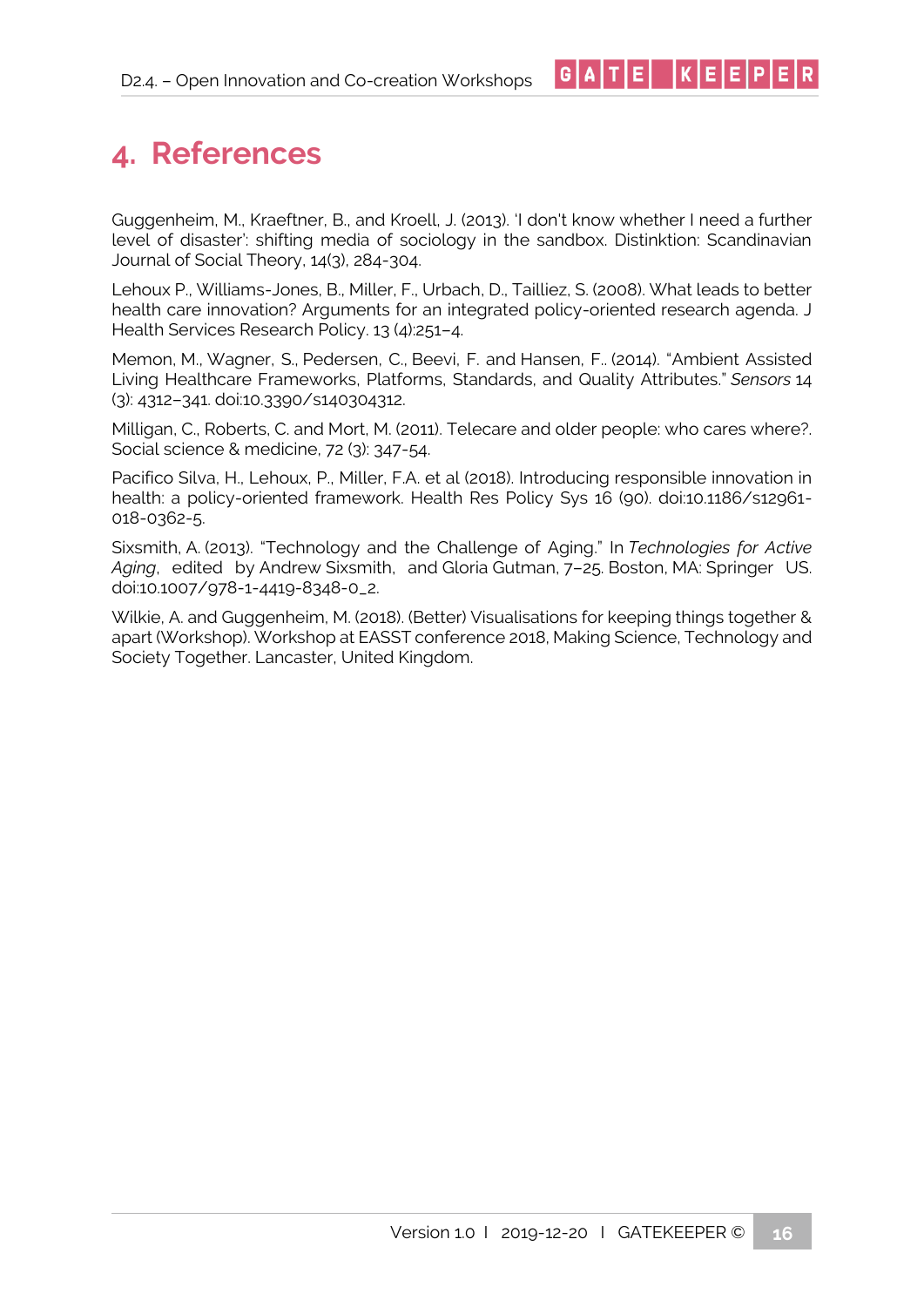# 4. References

Guggenheim, M., Kraeftner, B., and Kroell, J. (2013). 'I don't know whether I need a further level of disaster': shifting media of sociology in the sandbox. Distinktion: Scandinavian Journal of Social Theory, 14(3), 284-304.

Lehoux P., Williams-Jones, B., Miller, F., Urbach, D., Tailliez, S. (2008). What leads to better health care innovation? Arguments for an integrated policy-oriented research agenda. J Health Services Research Policy. 13 (4):251–4.

Memon, M., Wagner, S., Pedersen, C., Beevi, F. and Hansen, F.. (2014). "Ambient Assisted Living Healthcare Frameworks, Platforms, Standards, and Quality Attributes." *Sensors* 14 (3): 4312–341. doi:10.3390/s140304312.

Milligan, C., Roberts, C. and Mort, M. (2011). Telecare and older people: who cares where?. Social science & medicine, 72 (3): 347-54.

Pacifico Silva, H., Lehoux, P., Miller, F.A. et al (2018). Introducing responsible innovation in health: a policy-oriented framework. Health Res Policy Sys 16 (90). doi:10.1186/s12961-018-0362-5.

Sixsmith, A. (2013). "Technology and the Challenge of Aging." In *Technologies for Active Aging*, edited by Andrew Sixsmith, and Gloria Gutman, 7–25. Boston, MA: Springer US. doi:10.1007/978-1-4419-8348-0_2.

Wilkie, A. and Guggenheim, M. (2018). (Better) Visualisations for keeping things together & apart (Workshop). Workshop at EASST conference 2018, Making Science, Technology and Society Together. Lancaster, United Kingdom.